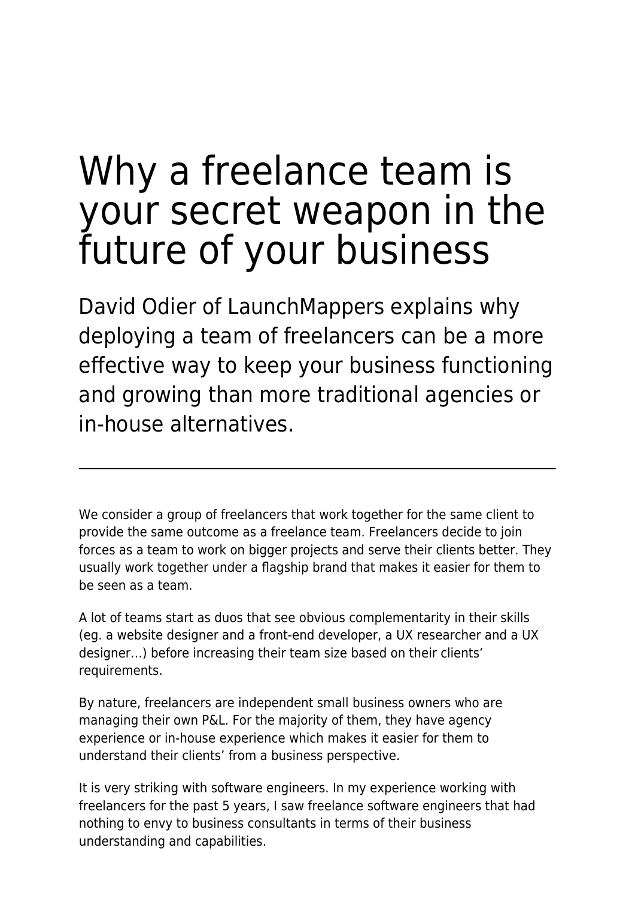# Why a freelance team is your secret weapon in the future of your business

## David Odier of LaunchMappers explains why deploying a team of freelancers can be a more effective way to keep your business functioning and growing than more traditional agencies or in-house alternatives.

---

We consider a group of freelancers that work together for the same client to provide the same outcome as a freelance team. Freelancers decide to join forces as a team to work on bigger projects and serve their clients better. They usually work together under a flagship brand that makes it easier for them to be seen as a team.

A lot of teams start as duos that see obvious complementarity in their skills (eg. a website designer and a front-end developer, a UX researcher and a UX designer…) before increasing their team size based on their clients' requirements.

By nature, freelancers are independent small business owners who are managing their own P&L. For the majority of them, they have agency experience or in-house experience which makes it easier for them to understand their clients' from a business perspective.

It is very striking with software engineers. In my experience working with freelancers for the past 5 years, I saw freelance software engineers that had nothing to envy to business consultants in terms of their business understanding and capabilities.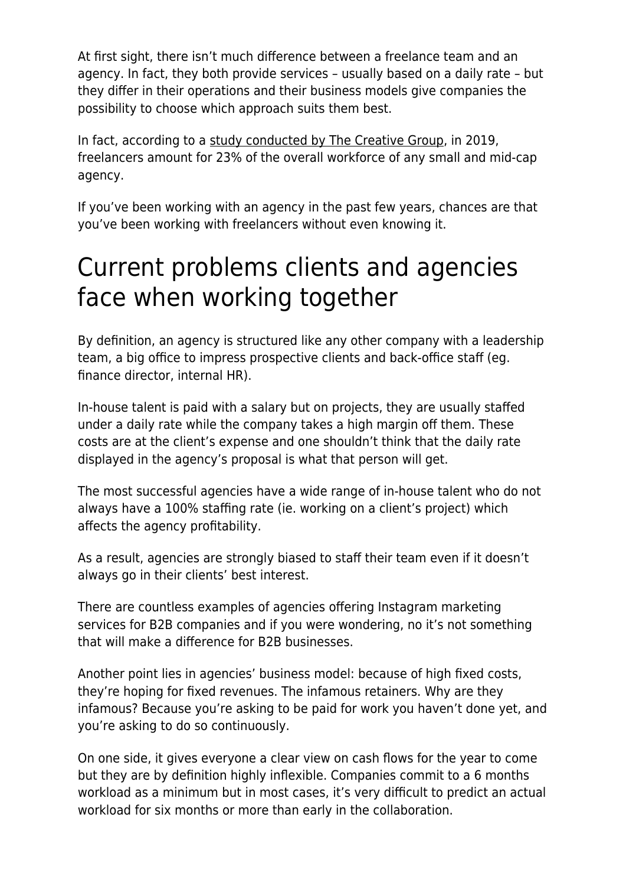At first sight, there isn't much difference between a freelance team and an agency. In fact, they both provide services – usually based on a daily rate – but they differ in their operations and their business models give companies the possibility to choose which approach suits them best.

In fact, according to a study conducted by The Creative Group, in 2019, freelancers amount for 23% of the overall workforce of any small and mid-cap agency.

If you've been working with an agency in the past few years, chances are that you've been working with freelancers without even knowing it.

# Current problems clients and agencies face when working together

By definition, an agency is structured like any other company with a leadership team, a big office to impress prospective clients and back-office staff (eg. finance director, internal HR).

In-house talent is paid with a salary but on projects, they are usually staffed under a daily rate while the company takes a high margin off them. These costs are at the client's expense and one shouldn't think that the daily rate displayed in the agency's proposal is what that person will get.

The most successful agencies have a wide range of in-house talent who do not always have a 100% staffing rate (ie. working on a client's project) which affects the agency profitability.

As a result, agencies are strongly biased to staff their team even if it doesn't always go in their clients' best interest.

There are countless examples of agencies offering Instagram marketing services for B2B companies and if you were wondering, no it's not something that will make a difference for B2B businesses.

Another point lies in agencies' business model: because of high fixed costs, they're hoping for fixed revenues. The infamous retainers. Why are they infamous? Because you're asking to be paid for work you haven't done yet, and you're asking to do so continuously.

On one side, it gives everyone a clear view on cash flows for the year to come but they are by definition highly inflexible. Companies commit to a 6 months workload as a minimum but in most cases, it's very difficult to predict an actual workload for six months or more than early in the collaboration.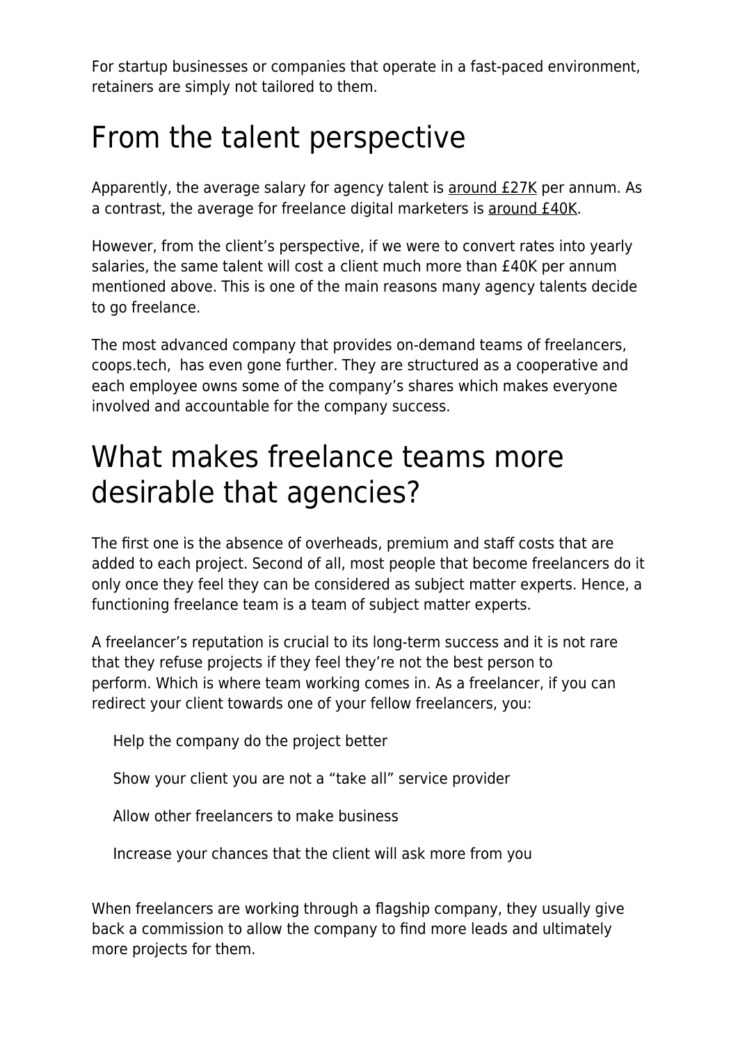For startup businesses or companies that operate in a fast-paced environment, retainers are simply not tailored to them.

## From the talent perspective

Apparently, the average salary for agency talent is around £27K per annum. As a contrast, the average for freelance digital marketers is around £40K.

However, from the client's perspective, if we were to convert rates into yearly salaries, the same talent will cost a client much more than £40K per annum mentioned above. This is one of the main reasons many agency talents decide to go freelance.

The most advanced company that provides on-demand teams of freelancers, coops.tech, has even gone further. They are structured as a cooperative and each employee owns some of the company's shares which makes everyone involved and accountable for the company success.

## What makes freelance teams more desirable that agencies?

The first one is the absence of overheads, premium and staff costs that are added to each project. Second of all, most people that become freelancers do it only once they feel they can be considered as subject matter experts. Hence, a functioning freelance team is a team of subject matter experts.

A freelancer's reputation is crucial to its long-term success and it is not rare that they refuse projects if they feel they're not the best person to perform. Which is where team working comes in. As a freelancer, if you can redirect your client towards one of your fellow freelancers, you:

- Help the company do the project better
- Show your client you are not a "take all" service provider
- Allow other freelancers to make business
- Increase your chances that the client will ask more from you

When freelancers are working through a flagship company, they usually give back a commission to allow the company to find more leads and ultimately more projects for them.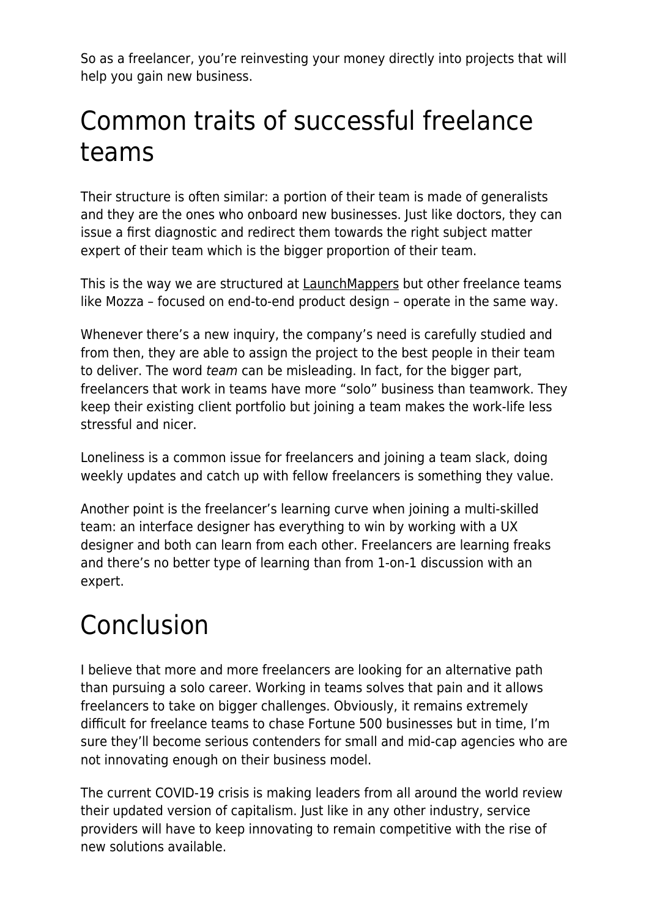So as a freelancer, you're reinvesting your money directly into projects that will help you gain new business.

## Common traits of successful freelance teams

Their structure is often similar: a portion of their team is made of generalists and they are the ones who onboard new businesses. Just like doctors, they can issue a first diagnostic and redirect them towards the right subject matter expert of their team which is the bigger proportion of their team.

This is the way we are structured at LaunchMappers but other freelance teams like Mozza – focused on end-to-end product design – operate in the same way.

Whenever there's a new inquiry, the company's need is carefully studied and from then, they are able to assign the project to the best people in their team to deliver. The word *team* can be misleading. In fact, for the bigger part, freelancers that work in teams have more "solo" business than teamwork. They keep their existing client portfolio but joining a team makes the work-life less stressful and nicer.

Loneliness is a common issue for freelancers and joining a team slack, doing weekly updates and catch up with fellow freelancers is something they value.

Another point is the freelancer's learning curve when joining a multi-skilled team: an interface designer has everything to win by working with a UX designer and both can learn from each other. Freelancers are learning freaks and there's no better type of learning than from 1-on-1 discussion with an expert.

## Conclusion

I believe that more and more freelancers are looking for an alternative path than pursuing a solo career. Working in teams solves that pain and it allows freelancers to take on bigger challenges. Obviously, it remains extremely difficult for freelance teams to chase Fortune 500 businesses but in time, I'm sure they'll become serious contenders for small and mid-cap agencies who are not innovating enough on their business model.

The current COVID-19 crisis is making leaders from all around the world review their updated version of capitalism. Just like in any other industry, service providers will have to keep innovating to remain competitive with the rise of new solutions available.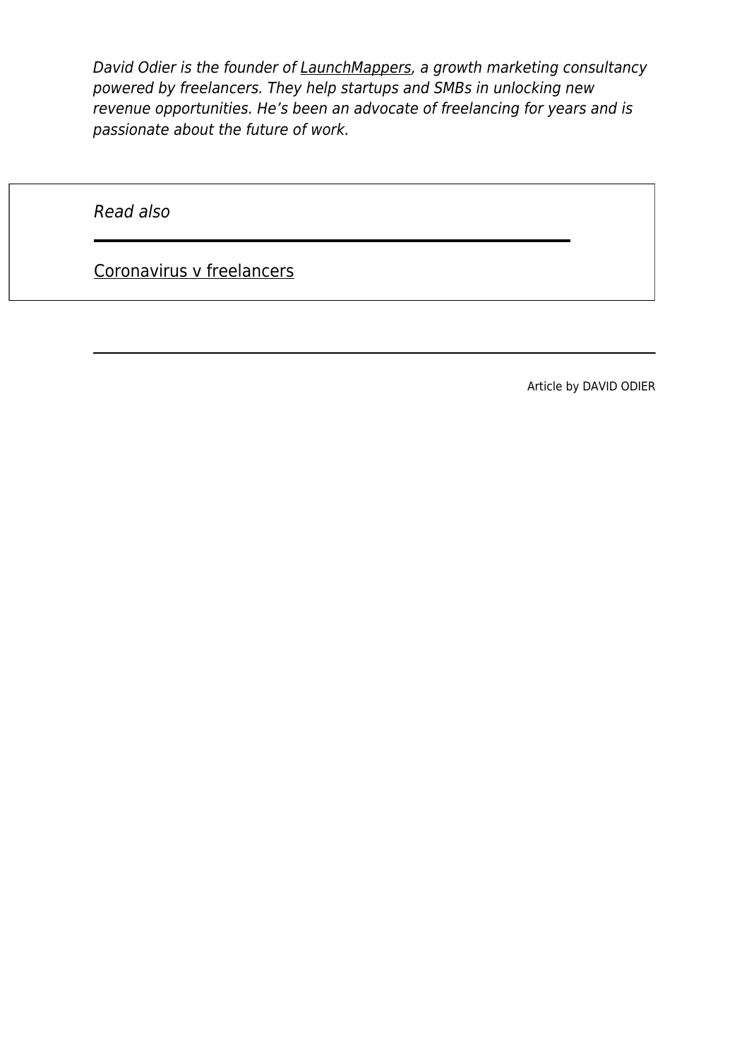*David Odier is the founder of LaunchMappers, a growth marketing consultancy powered by freelancers. They help startups and SMBs in unlocking new revenue opportunities. He's been an advocate of freelancing for years and is passionate about the future of work.*

*Read also*

---

Coronavirus v freelancers

---

Article by DAVID ODIER